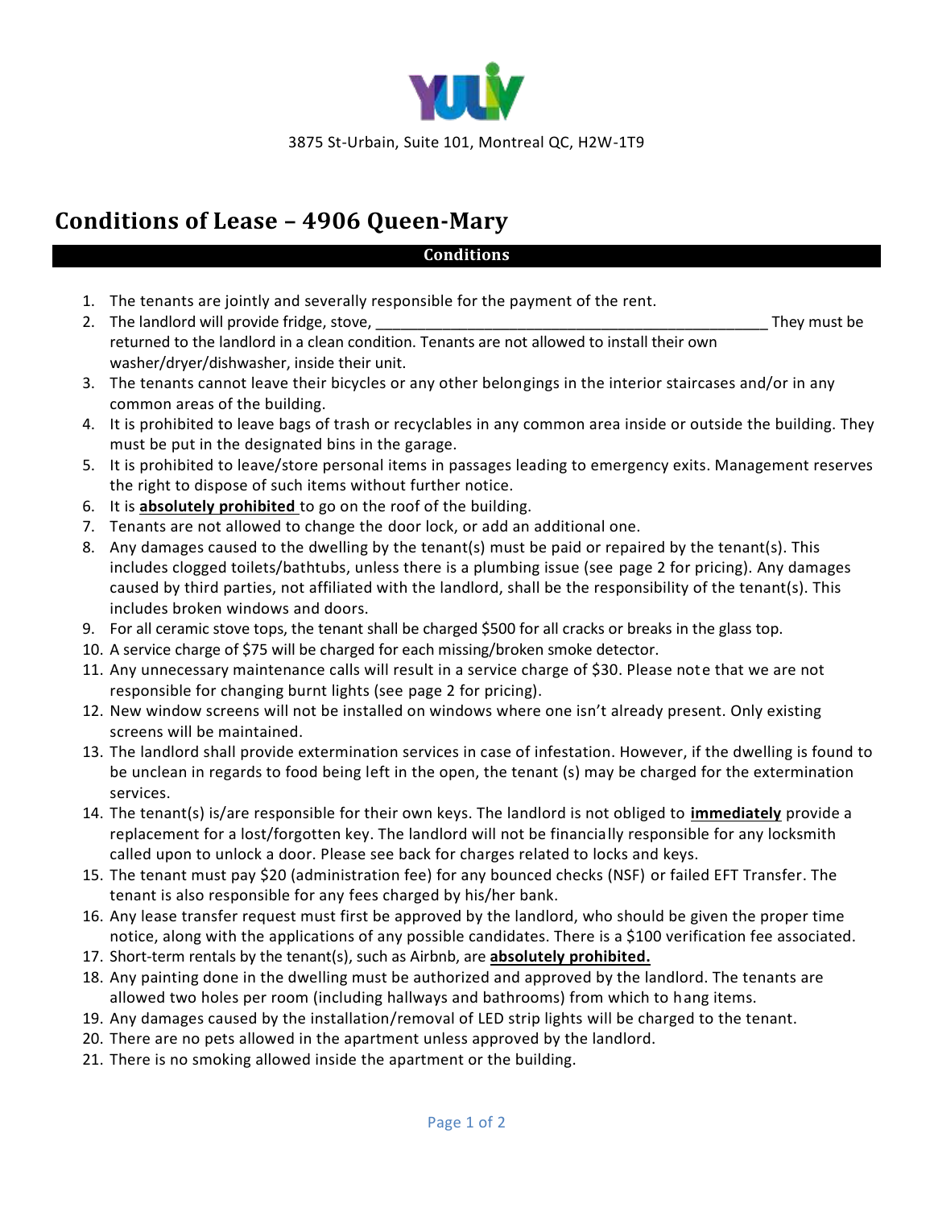YULIV

3875 St-Urbain, Suite 101, Montreal QC, H2W-1T9

# Conditions of Lease – 4906 Queen-Mary

## Conditions

1. The tenants are jointly and severally responsible for the payment of the rent.
2. The landlord will provide fridge, stove, ______________________________________________ They must be returned to the landlord in a clean condition. Tenants are not allowed to install their own washer/dryer/dishwasher, inside their unit.
3. The tenants cannot leave their bicycles or any other belongings in the interior staircases and/or in any common areas of the building.
4. It is prohibited to leave bags of trash or recyclables in any common area inside or outside the building. They must be put in the designated bins in the garage.
5. It is prohibited to leave/store personal items in passages leading to emergency exits. Management reserves the right to dispose of such items without further notice.
6. It is **absolutely prohibited** to go on the roof of the building.
7. Tenants are not allowed to change the door lock, or add an additional one.
8. Any damages caused to the dwelling by the tenant(s) must be paid or repaired by the tenant(s). This includes clogged toilets/bathtubs, unless there is a plumbing issue (see page 2 for pricing). Any damages caused by third parties, not affiliated with the landlord, shall be the responsibility of the tenant(s). This includes broken windows and doors.
9. For all ceramic stove tops, the tenant shall be charged $500 for all cracks or breaks in the glass top.
10. A service charge of $75 will be charged for each missing/broken smoke detector.
11. Any unnecessary maintenance calls will result in a service charge of $30. Please note that we are not responsible for changing burnt lights (see page 2 for pricing).
12. New window screens will not be installed on windows where one isn't already present. Only existing screens will be maintained.
13. The landlord shall provide extermination services in case of infestation. However, if the dwelling is found to be unclean in regards to food being left in the open, the tenant (s) may be charged for the extermination services.
14. The tenant(s) is/are responsible for their own keys. The landlord is not obliged to **immediately** provide a replacement for a lost/forgotten key. The landlord will not be financially responsible for any locksmith called upon to unlock a door. Please see back for charges related to locks and keys.
15. The tenant must pay $20 (administration fee) for any bounced checks (NSF) or failed EFT Transfer. The tenant is also responsible for any fees charged by his/her bank.
16. Any lease transfer request must first be approved by the landlord, who should be given the proper time notice, along with the applications of any possible candidates. There is a $100 verification fee associated.
17. Short-term rentals by the tenant(s), such as Airbnb, are **absolutely prohibited.**
18. Any painting done in the dwelling must be authorized and approved by the landlord. The tenants are allowed two holes per room (including hallways and bathrooms) from which to hang items.
19. Any damages caused by the installation/removal of LED strip lights will be charged to the tenant.
20. There are no pets allowed in the apartment unless approved by the landlord.
21. There is no smoking allowed inside the apartment or the building.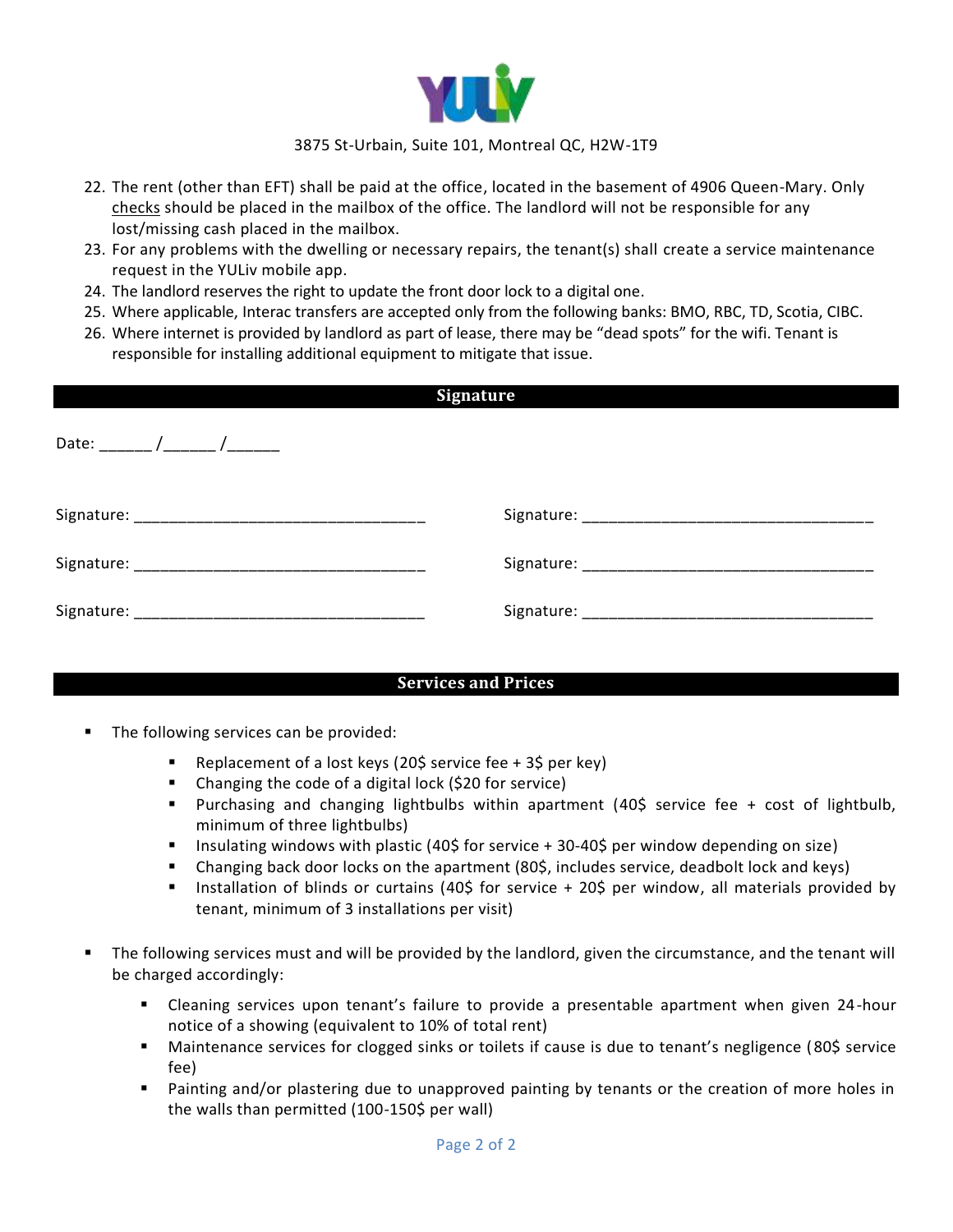YULiv

3875 St-Urbain, Suite 101, Montreal QC, H2W-1T9

22. The rent (other than EFT) shall be paid at the office, located in the basement of 4906 Queen-Mary. Only checks should be placed in the mailbox of the office. The landlord will not be responsible for any lost/missing cash placed in the mailbox.
23. For any problems with the dwelling or necessary repairs, the tenant(s) shall create a service maintenance request in the YULiv mobile app.
24. The landlord reserves the right to update the front door lock to a digital one.
25. Where applicable, Interac transfers are accepted only from the following banks: BMO, RBC, TD, Scotia, CIBC.
26. Where internet is provided by landlord as part of lease, there may be "dead spots" for the wifi. Tenant is responsible for installing additional equipment to mitigate that issue.

## Signature

Date: ______ /______ /______

Signature: _________________________________ Signature: _________________________________

Signature: _________________________________ Signature: _________________________________

Signature: _________________________________ Signature: _________________________________

## Services and Prices

- The following services can be provided:
  - Replacement of a lost keys (20$ service fee + 3$ per key)
  - Changing the code of a digital lock ($20 for service)
  - Purchasing and changing lightbulbs within apartment (40$ service fee + cost of lightbulb, minimum of three lightbulbs)
  - Insulating windows with plastic (40$ for service + 30-40$ per window depending on size)
  - Changing back door locks on the apartment (80$, includes service, deadbolt lock and keys)
  - Installation of blinds or curtains (40$ for service + 20$ per window, all materials provided by tenant, minimum of 3 installations per visit)

- The following services must and will be provided by the landlord, given the circumstance, and the tenant will be charged accordingly:
  - Cleaning services upon tenant's failure to provide a presentable apartment when given 24-hour notice of a showing (equivalent to 10% of total rent)
  - Maintenance services for clogged sinks or toilets if cause is due to tenant's negligence (80$ service fee)
  - Painting and/or plastering due to unapproved painting by tenants or the creation of more holes in the walls than permitted (100-150$ per wall)